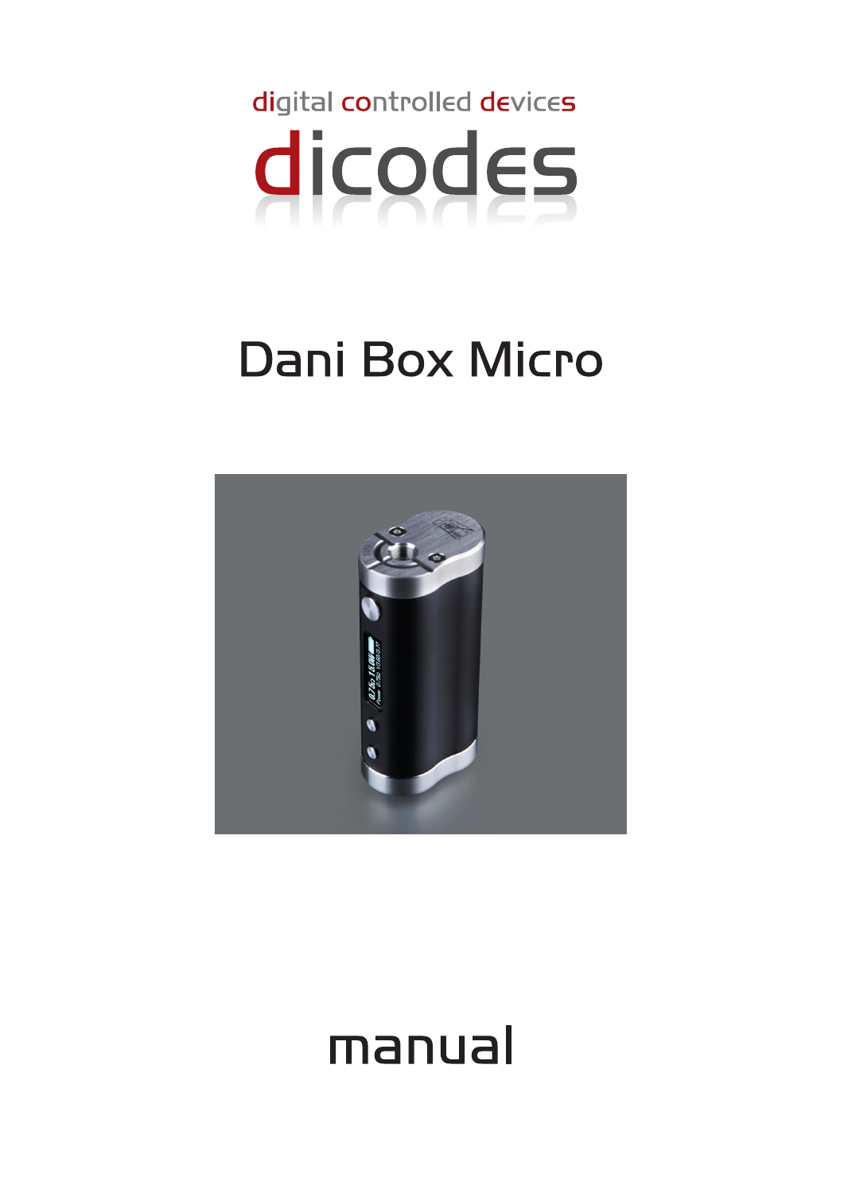digital controlled devices

# dicodes

## Dani Box Micro

manual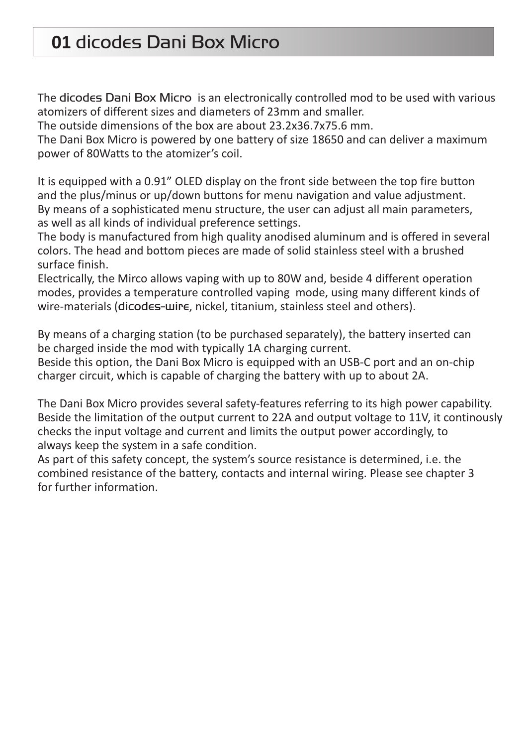# 01 dicodes Dani Box Micro

The dicodes Dani Box Micro is an electronically controlled mod to be used with various atomizers of different sizes and diameters of 23mm and smaller.
The outside dimensions of the box are about 23.2x36.7x75.6 mm.
The Dani Box Micro is powered by one battery of size 18650 and can deliver a maximum power of 80Watts to the atomizer's coil.

It is equipped with a 0.91" OLED display on the front side between the top fire button and the plus/minus or up/down buttons for menu navigation and value adjustment.
By means of a sophisticated menu structure, the user can adjust all main parameters, as well as all kinds of individual preference settings.
The body is manufactured from high quality anodised aluminum and is offered in several colors. The head and bottom pieces are made of solid stainless steel with a brushed surface finish.
Electrically, the Mirco allows vaping with up to 80W and, beside 4 different operation modes, provides a temperature controlled vaping mode, using many different kinds of wire-materials (dicodes-wire, nickel, titanium, stainless steel and others).

By means of a charging station (to be purchased separately), the battery inserted can be charged inside the mod with typically 1A charging current.
Beside this option, the Dani Box Micro is equipped with an USB-C port and an on-chip charger circuit, which is capable of charging the battery with up to about 2A.

The Dani Box Micro provides several safety-features referring to its high power capability. Beside the limitation of the output current to 22A and output voltage to 11V, it continously checks the input voltage and current and limits the output power accordingly, to always keep the system in a safe condition.
As part of this safety concept, the system's source resistance is determined, i.e. the combined resistance of the battery, contacts and internal wiring. Please see chapter 3 for further information.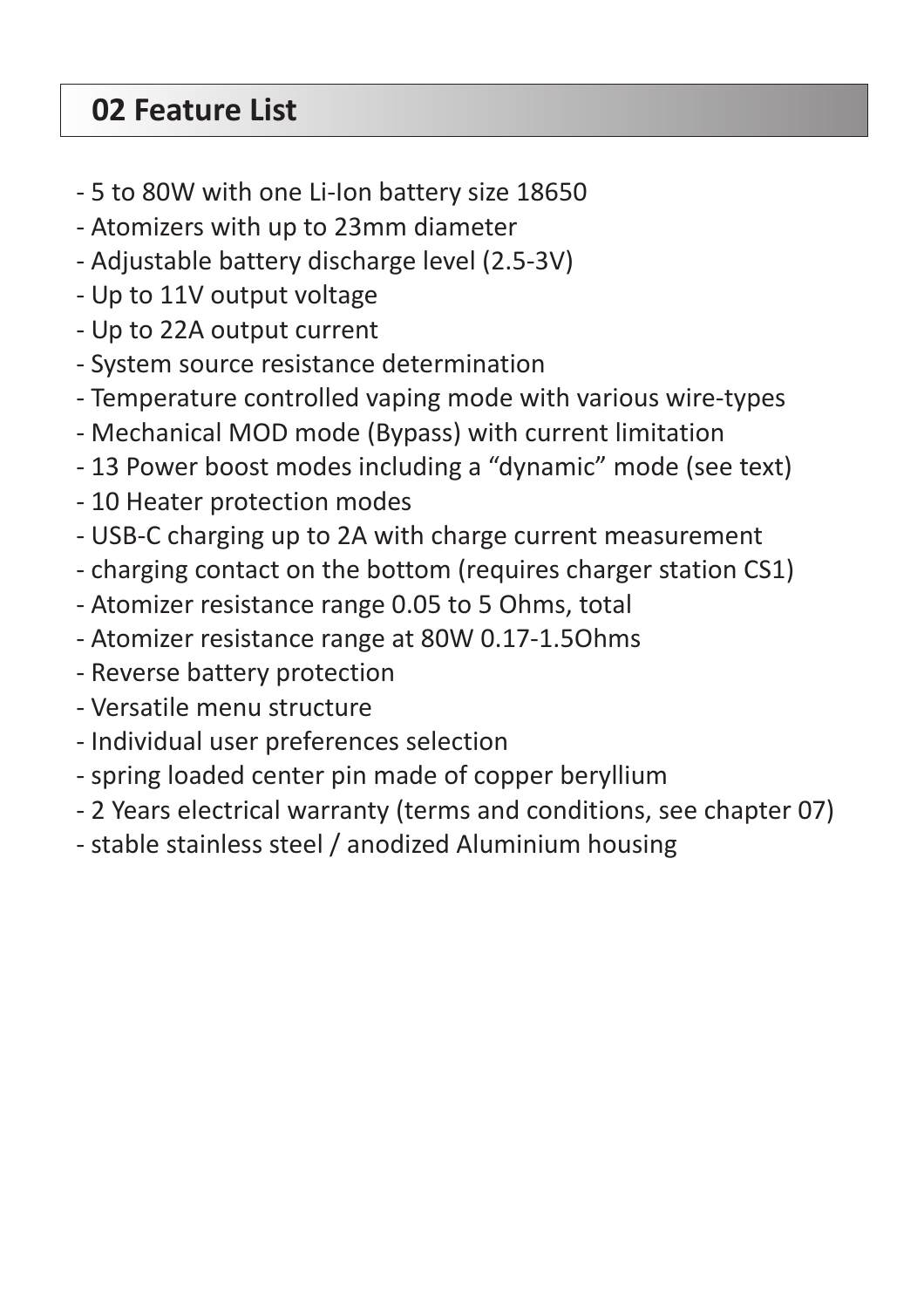## 02 Feature List

- 5 to 80W with one Li-Ion battery size 18650
- Atomizers with up to 23mm diameter
- Adjustable battery discharge level (2.5-3V)
- Up to 11V output voltage
- Up to 22A output current
- System source resistance determination
- Temperature controlled vaping mode with various wire-types
- Mechanical MOD mode (Bypass) with current limitation
- 13 Power boost modes including a “dynamic” mode (see text)
- 10 Heater protection modes
- USB-C charging up to 2A with charge current measurement
- charging contact on the bottom (requires charger station CS1)
- Atomizer resistance range 0.05 to 5 Ohms, total
- Atomizer resistance range at 80W 0.17-1.5Ohms
- Reverse battery protection
- Versatile menu structure
- Individual user preferences selection
- spring loaded center pin made of copper beryllium
- 2 Years electrical warranty (terms and conditions, see chapter 07)
- stable stainless steel / anodized Aluminium housing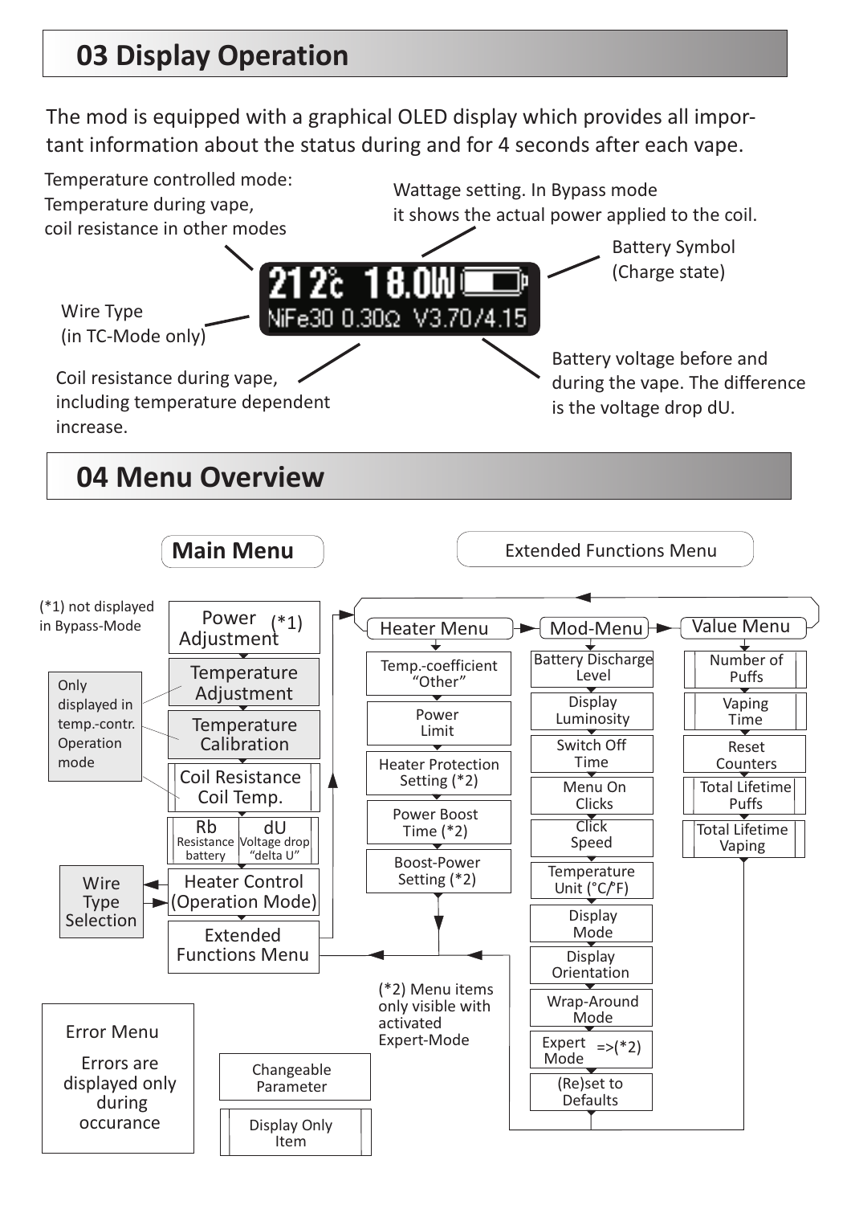## 03 Display Operation

The mod is equipped with a graphical OLED display which provides all important information about the status during and for 4 seconds after each vape.

Temperature controlled mode: Temperature during vape, coil resistance in other modes

Wattage setting. In Bypass mode it shows the actual power applied to the coil.

Battery Symbol (Charge state)

212°c 18.0W

NiFe30 0.30Ω V3.70/4.15

Wire Type (in TC-Mode only)

Coil resistance during vape, including temperature dependent increase.

Battery voltage before and during the vape. The difference is the voltage drop dU.

## 04 Menu Overview

**Main Menu**

Extended Functions Menu

(*1) not displayed in Bypass-Mode

Only displayed in temp.-contr. Operation mode

- Power Adjustment (*1)
- Temperature Adjustment
- Temperature Calibration
- Coil Resistance Coil Temp.
- Rb Resistance battery | dU Voltage drop "delta U"
- Heater Control (Operation Mode) — Wire Type Selection
- Extended Functions Menu

Heater Menu → Mod-Menu → Value Menu

**Heater Menu**
- Temp.-coefficient "Other"
- Power Limit
- Heater Protection Setting (*2)
- Power Boost Time (*2)
- Boost-Power Setting (*2)

**Mod-Menu**
- Battery Discharge Level
- Display Luminosity
- Switch Off Time
- Menu On Clicks
- Click Speed
- Temperature Unit (°C/°F)
- Display Mode
- Display Orientation
- Wrap-Around Mode
- Expert Mode =>(*2)
- (Re)set to Defaults

**Value Menu**
- Number of Puffs
- Vaping Time
- Reset Counters
- Total Lifetime Puffs
- Total Lifetime Vaping

(*2) Menu items only visible with activated Expert-Mode

Error Menu

Errors are displayed only during occurance

Changeable Parameter

Display Only Item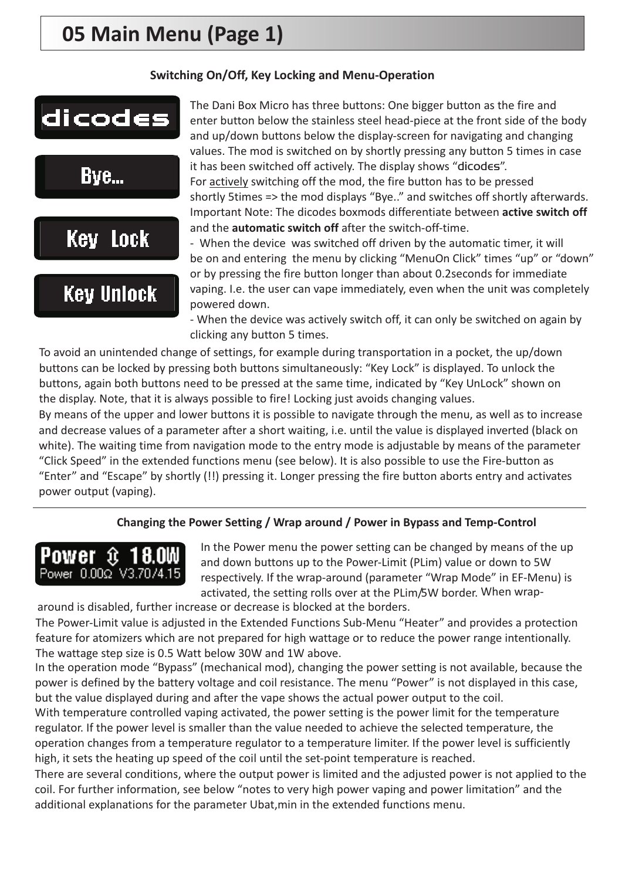# 05 Main Menu (Page 1)

### Switching On/Off, Key Locking and Menu-Operation

The Dani Box Micro has three buttons: One bigger button as the fire and enter button below the stainless steel head-piece at the front side of the body and up/down buttons below the display-screen for navigating and changing values. The mod is switched on by shortly pressing any button 5 times in case it has been switched off actively. The display shows "dicodes".

For actively switching off the mod, the fire button has to be pressed shortly 5times => the mod displays "Bye.." and switches off shortly afterwards.

Important Note: The dicodes boxmods differentiate between **active switch off** and the **automatic switch off** after the switch-off-time.

- When the device was switched off driven by the automatic timer, it will be on and entering the menu by clicking "MenuOn Click" times "up" or "down" or by pressing the fire button longer than about 0.2seconds for immediate vaping. I.e. the user can vape immediately, even when the unit was completely powered down.
- When the device was actively switch off, it can only be switched on again by clicking any button 5 times.

To avoid an unintended change of settings, for example during transportation in a pocket, the up/down buttons can be locked by pressing both buttons simultaneously: "Key Lock" is displayed. To unlock the buttons, again both buttons need to be pressed at the same time, indicated by "Key UnLock" shown on the display. Note, that it is always possible to fire! Locking just avoids changing values.

By means of the upper and lower buttons it is possible to navigate through the menu, as well as to increase and decrease values of a parameter after a short waiting, i.e. until the value is displayed inverted (black on white). The waiting time from navigation mode to the entry mode is adjustable by means of the parameter "Click Speed" in the extended functions menu (see below). It is also possible to use the Fire-button as "Enter" and "Escape" by shortly (!!) pressing it. Longer pressing the fire button aborts entry and activates power output (vaping).

---

### Changing the Power Setting / Wrap around / Power in Bypass and Temp-Control

In the Power menu the power setting can be changed by means of the up and down buttons up to the Power-Limit (PLim) value or down to 5W respectively. If the wrap-around (parameter "Wrap Mode" in EF-Menu) is activated, the setting rolls over at the PLim/5W border. When wrap-around is disabled, further increase or decrease is blocked at the borders.

The Power-Limit value is adjusted in the Extended Functions Sub-Menu "Heater" and provides a protection feature for atomizers which are not prepared for high wattage or to reduce the power range intentionally. The wattage step size is 0.5 Watt below 30W and 1W above.

In the operation mode "Bypass" (mechanical mod), changing the power setting is not available, because the power is defined by the battery voltage and coil resistance. The menu "Power" is not displayed in this case, but the value displayed during and after the vape shows the actual power output to the coil.

With temperature controlled vaping activated, the power setting is the power limit for the temperature regulator. If the power level is smaller than the value needed to achieve the selected temperature, the operation changes from a temperature regulator to a temperature limiter. If the power level is sufficiently high, it sets the heating up speed of the coil until the set-point temperature is reached.

There are several conditions, where the output power is limited and the adjusted power is not applied to the coil. For further information, see below "notes to very high power vaping and power limitation" and the additional explanations for the parameter Ubat,min in the extended functions menu.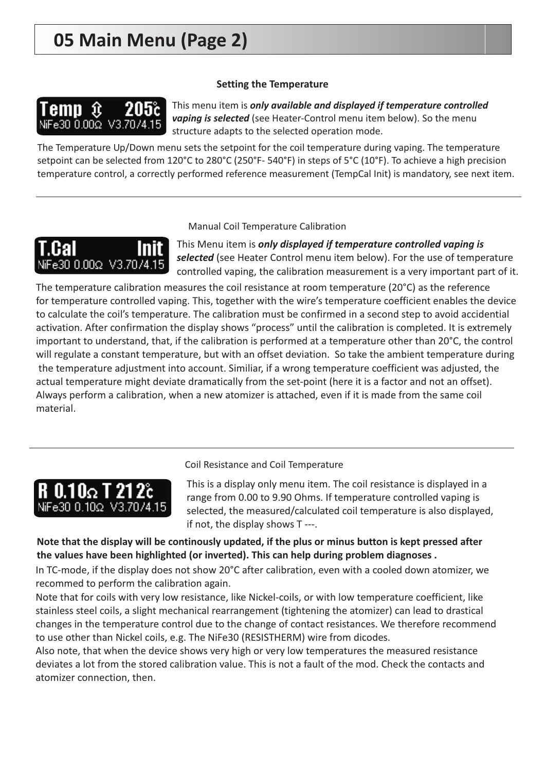# 05 Main Menu (Page 2)

**Setting the Temperature**

Temp ⇕ 205°C
NiFe30 0.00Ω V3.70/4.15

This menu item is ***only available and displayed if temperature controlled vaping is selected*** (see Heater-Control menu item below). So the menu structure adapts to the selected operation mode.

The Temperature Up/Down menu sets the setpoint for the coil temperature during vaping. The temperature setpoint can be selected from 120°C to 280°C (250°F- 540°F) in steps of 5°C (10°F). To achieve a high precision temperature control, a correctly performed reference measurement (TempCal Init) is mandatory, see next item.

---

Manual Coil Temperature Calibration

T.Cal Init
NiFe30 0.00Ω V3.70/4.15

This Menu item is ***only displayed if temperature controlled vaping is selected*** (see Heater Control menu item below). For the use of temperature controlled vaping, the calibration measurement is a very important part of it.

The temperature calibration measures the coil resistance at room temperature (20°C) as the reference for temperature controlled vaping. This, together with the wire's temperature coefficient enables the device to calculate the coil's temperature. The calibration must be confirmed in a second step to avoid accidential activation. After confirmation the display shows "process" until the calibration is completed. It is extremely important to understand, that, if the calibration is performed at a temperature other than 20°C, the control will regulate a constant temperature, but with an offset deviation. So take the ambient temperature during the temperature adjustment into account. Similiar, if a wrong temperature coefficient was adjusted, the actual temperature might deviate dramatically from the set-point (here it is a factor and not an offset). Always perform a calibration, when a new atomizer is attached, even if it is made from the same coil material.

---

Coil Resistance and Coil Temperature

R 0.10Ω T 212°C
NiFe30 0.10Ω V3.70/4.15

This is a display only menu item. The coil resistance is displayed in a range from 0.00 to 9.90 Ohms. If temperature controlled vaping is selected, the measured/calculated coil temperature is also displayed, if not, the display shows T ---.

**Note that the display will be continously updated, if the plus or minus button is kept pressed after the values have been highlighted (or inverted). This can help during problem diagnoses .**

In TC-mode, if the display does not show 20°C after calibration, even with a cooled down atomizer, we recommed to perform the calibration again.

Note that for coils with very low resistance, like Nickel-coils, or with low temperature coefficient, like stainless steel coils, a slight mechanical rearrangement (tightening the atomizer) can lead to drastical changes in the temperature control due to the change of contact resistances. We therefore recommend to use other than Nickel coils, e.g. The NiFe30 (RESISTHERM) wire from dicodes.

Also note, that when the device shows very high or very low temperatures the measured resistance deviates a lot from the stored calibration value. This is not a fault of the mod. Check the contacts and atomizer connection, then.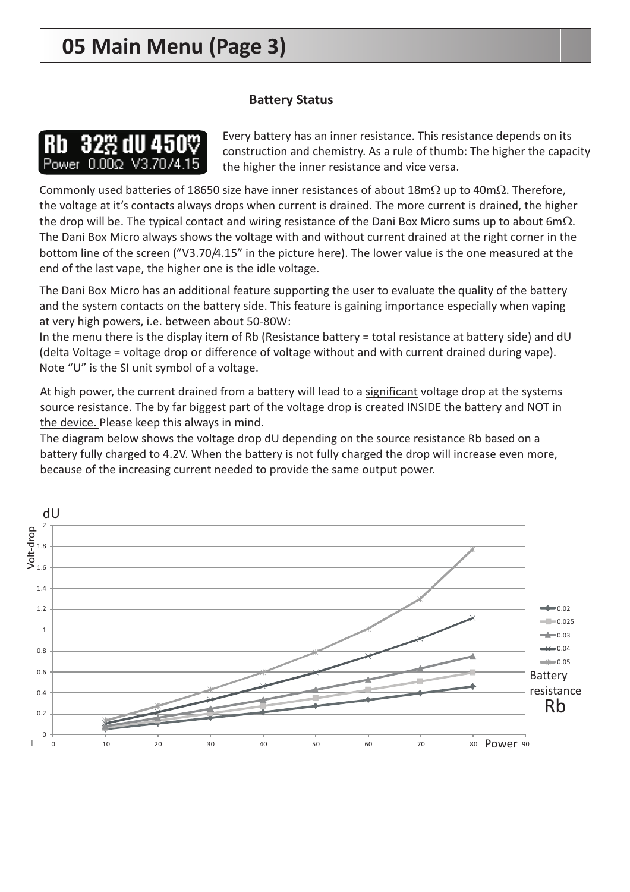# 05 Main Menu (Page 3)

### Battery Status

Rb 32mΩ dU 450mV
Power 0.00Ω V3.70/4.15

Every battery has an inner resistance. This resistance depends on its construction and chemistry. As a rule of thumb: The higher the capacity the higher the inner resistance and vice versa.

Commonly used batteries of 18650 size have inner resistances of about 18mΩ up to 40mΩ. Therefore, the voltage at it's contacts always drops when current is drained. The more current is drained, the higher the drop will be. The typical contact and wiring resistance of the Dani Box Micro sums up to about 6mΩ. The Dani Box Micro always shows the voltage with and without current drained at the right corner in the bottom line of the screen ("V3.70/4.15" in the picture here). The lower value is the one measured at the end of the last vape, the higher one is the idle voltage.

The Dani Box Micro has an additional feature supporting the user to evaluate the quality of the battery and the system contacts on the battery side. This feature is gaining importance especially when vaping at very high powers, i.e. between about 50-80W:
In the menu there is the display item of Rb (Resistance battery = total resistance at battery side) and dU (delta Voltage = voltage drop or difference of voltage without and with current drained during vape). Note "U" is the SI unit symbol of a voltage.

At high power, the current drained from a battery will lead to a significant voltage drop at the systems source resistance. The by far biggest part of the voltage drop is created INSIDE the battery and NOT in the device. Please keep this always in mind.
The diagram below shows the voltage drop dU depending on the source resistance Rb based on a battery fully charged to 4.2V. When the battery is not fully charged the drop will increase even more, because of the increasing current needed to provide the same output power.

dU
Volt-drop
2
1.8
1.6
1.4
1.2
1
0.8
0.6
0.4
0.2
0
0 10 20 30 40 50 60 70 80 Power 90

0.02
0.025
0.03
0.04
0.05
Battery resistance
Rb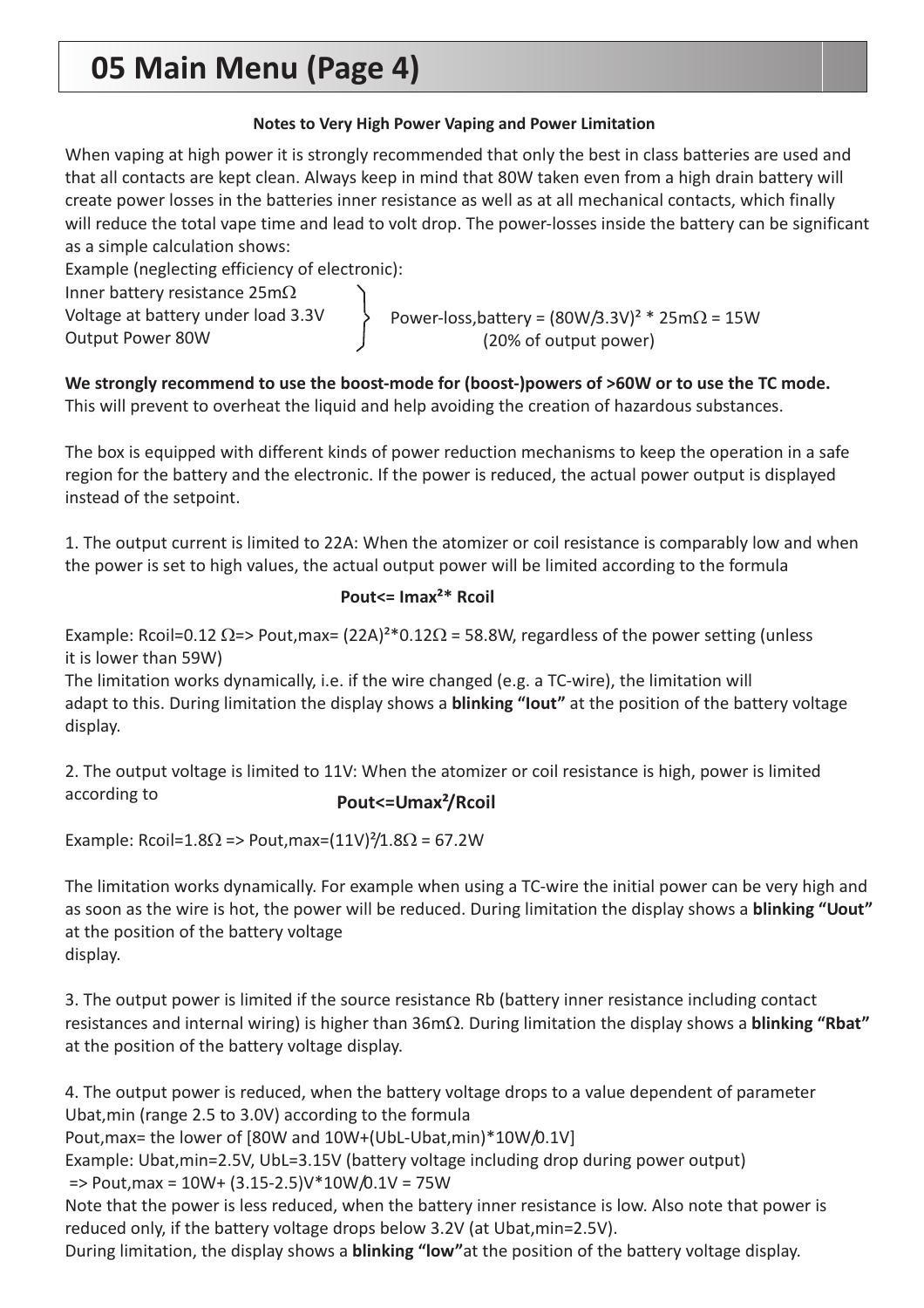# 05 Main Menu (Page 4)

**Notes to Very High Power Vaping and Power Limitation**

When vaping at high power it is strongly recommended that only the best in class batteries are used and that all contacts are kept clean. Always keep in mind that 80W taken even from a high drain battery will create power losses in the batteries inner resistance as well as at all mechanical contacts, which finally will reduce the total vape time and lead to volt drop. The power-losses inside the battery can be significant as a simple calculation shows:

Example (neglecting efficiency of electronic):

Inner battery resistance 25mΩ
Voltage at battery under load 3.3V
Output Power 80W

$$\text{Power-loss,battery} = (80W/3.3V)^2 * 25m\Omega = 15W$$

(20% of output power)

**We strongly recommend to use the boost-mode for (boost-)powers of >60W or to use the TC mode.**
This will prevent to overheat the liquid and help avoiding the creation of hazardous substances.

The box is equipped with different kinds of power reduction mechanisms to keep the operation in a safe region for the battery and the electronic. If the power is reduced, the actual power output is displayed instead of the setpoint.

1. The output current is limited to 22A: When the atomizer or coil resistance is comparably low and when the power is set to high values, the actual output power will be limited according to the formula

$$P_{out} <= I_{max}^2 * R_{coil}$$

Example: Rcoil=0.12 Ω=> Pout,max= $(22A)^2 * 0.12\Omega = 58.8W$, regardless of the power setting (unless it is lower than 59W)

The limitation works dynamically, i.e. if the wire changed (e.g. a TC-wire), the limitation will adapt to this. During limitation the display shows a **blinking "Iout"** at the position of the battery voltage display.

2. The output voltage is limited to 11V: When the atomizer or coil resistance is high, power is limited according to

$$P_{out} <= U_{max}^2 / R_{coil}$$

Example: Rcoil=1.8Ω => Pout,max=$(11V)^2/1.8\Omega = 67.2W$

The limitation works dynamically. For example when using a TC-wire the initial power can be very high and as soon as the wire is hot, the power will be reduced. During limitation the display shows a **blinking "Uout"** at the position of the battery voltage display.

3. The output power is limited if the source resistance Rb (battery inner resistance including contact resistances and internal wiring) is higher than 36mΩ. During limitation the display shows a **blinking "Rbat"** at the position of the battery voltage display.

4. The output power is reduced, when the battery voltage drops to a value dependent of parameter Ubat,min (range 2.5 to 3.0V) according to the formula

Pout,max= the lower of [80W and 10W+(UbL-Ubat,min)*10W/0.1V]

Example: Ubat,min=2.5V, UbL=3.15V (battery voltage including drop during power output)

=> Pout,max = 10W+ (3.15-2.5)V*10W/0.1V = 75W

Note that the power is less reduced, when the battery inner resistance is low. Also note that power is reduced only, if the battery voltage drops below 3.2V (at Ubat,min=2.5V).

During limitation, the display shows a **blinking "low"** at the position of the battery voltage display.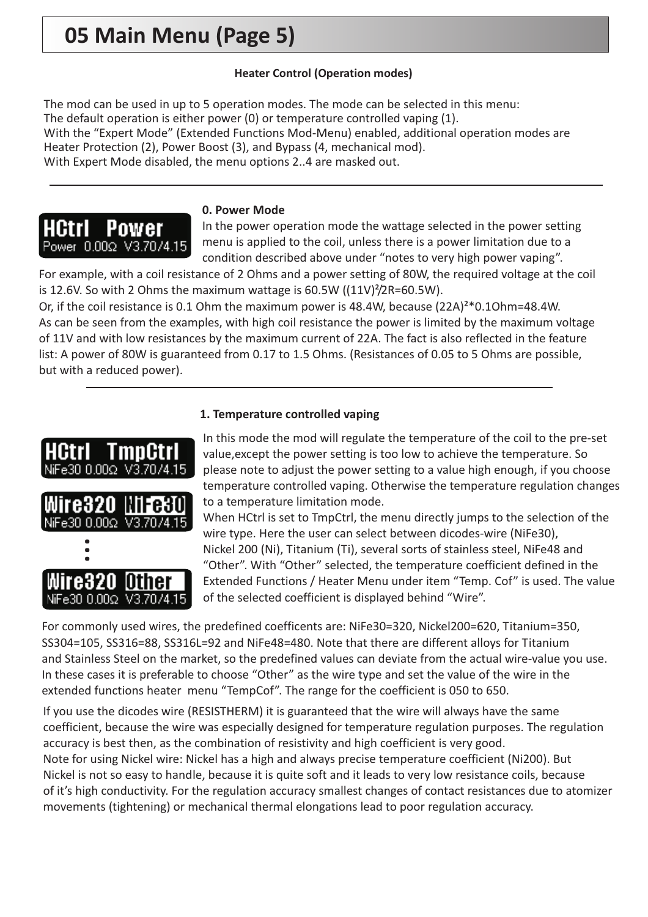# 05 Main Menu (Page 5)

**Heater Control (Operation modes)**

The mod can be used in up to 5 operation modes. The mode can be selected in this menu:
The default operation is either power (0) or temperature controlled vaping (1).
With the "Expert Mode" (Extended Functions Mod-Menu) enabled, additional operation modes are Heater Protection (2), Power Boost (3), and Bypass (4, mechanical mod).
With Expert Mode disabled, the menu options 2..4 are masked out.

---

HCtrl Power
Power 0.00Ω V3.70/4.15

**0. Power Mode**

In the power operation mode the wattage selected in the power setting menu is applied to the coil, unless there is a power limitation due to a condition described above under "notes to very high power vaping".
For example, with a coil resistance of 2 Ohms and a power setting of 80W, the required voltage at the coil is 12.6V. So with 2 Ohms the maximum wattage is 60.5W ($(11V)^2/2R=60.5W$).
Or, if the coil resistance is 0.1 Ohm the maximum power is 48.4W, because $(22A)^2*0.1Ohm=48.4W$.
As can be seen from the examples, with high coil resistance the power is limited by the maximum voltage of 11V and with low resistances by the maximum current of 22A. The fact is also reflected in the feature list: A power of 80W is guaranteed from 0.17 to 1.5 Ohms. (Resistances of 0.05 to 5 Ohms are possible, but with a reduced power).

---

**1. Temperature controlled vaping**

HCtrl TmpCtrl
NiFe30 0.00Ω V3.70/4.15

Wire320 NiFe30
NiFe30 0.00Ω V3.70/4.15

⋮

Wire320 Other
NiFe30 0.00Ω V3.70/4.15

In this mode the mod will regulate the temperature of the coil to the pre-set value,except the power setting is too low to achieve the temperature. So please note to adjust the power setting to a value high enough, if you choose temperature controlled vaping. Otherwise the temperature regulation changes to a temperature limitation mode.
When HCtrl is set to TmpCtrl, the menu directly jumps to the selection of the wire type. Here the user can select between dicodes-wire (NiFe30), Nickel 200 (Ni), Titanium (Ti), several sorts of stainless steel, NiFe48 and "Other". With "Other" selected, the temperature coefficient defined in the Extended Functions / Heater Menu under item "Temp. Cof" is used. The value of the selected coefficient is displayed behind "Wire".

For commonly used wires, the predefined coefficents are: NiFe30=320, Nickel200=620, Titanium=350, SS304=105, SS316=88, SS316L=92 and NiFe48=480. Note that there are different alloys for Titanium and Stainless Steel on the market, so the predefined values can deviate from the actual wire-value you use. In these cases it is preferable to choose "Other" as the wire type and set the value of the wire in the extended functions heater menu "TempCof". The range for the coefficient is 050 to 650.

If you use the dicodes wire (RESISTHERM) it is guaranteed that the wire will always have the same coefficient, because the wire was especially designed for temperature regulation purposes. The regulation accuracy is best then, as the combination of resistivity and high coefficient is very good.
Note for using Nickel wire: Nickel has a high and always precise temperature coefficient (Ni200). But Nickel is not so easy to handle, because it is quite soft and it leads to very low resistance coils, because of it's high conductivity. For the regulation accuracy smallest changes of contact resistances due to atomizer movements (tightening) or mechanical thermal elongations lead to poor regulation accuracy.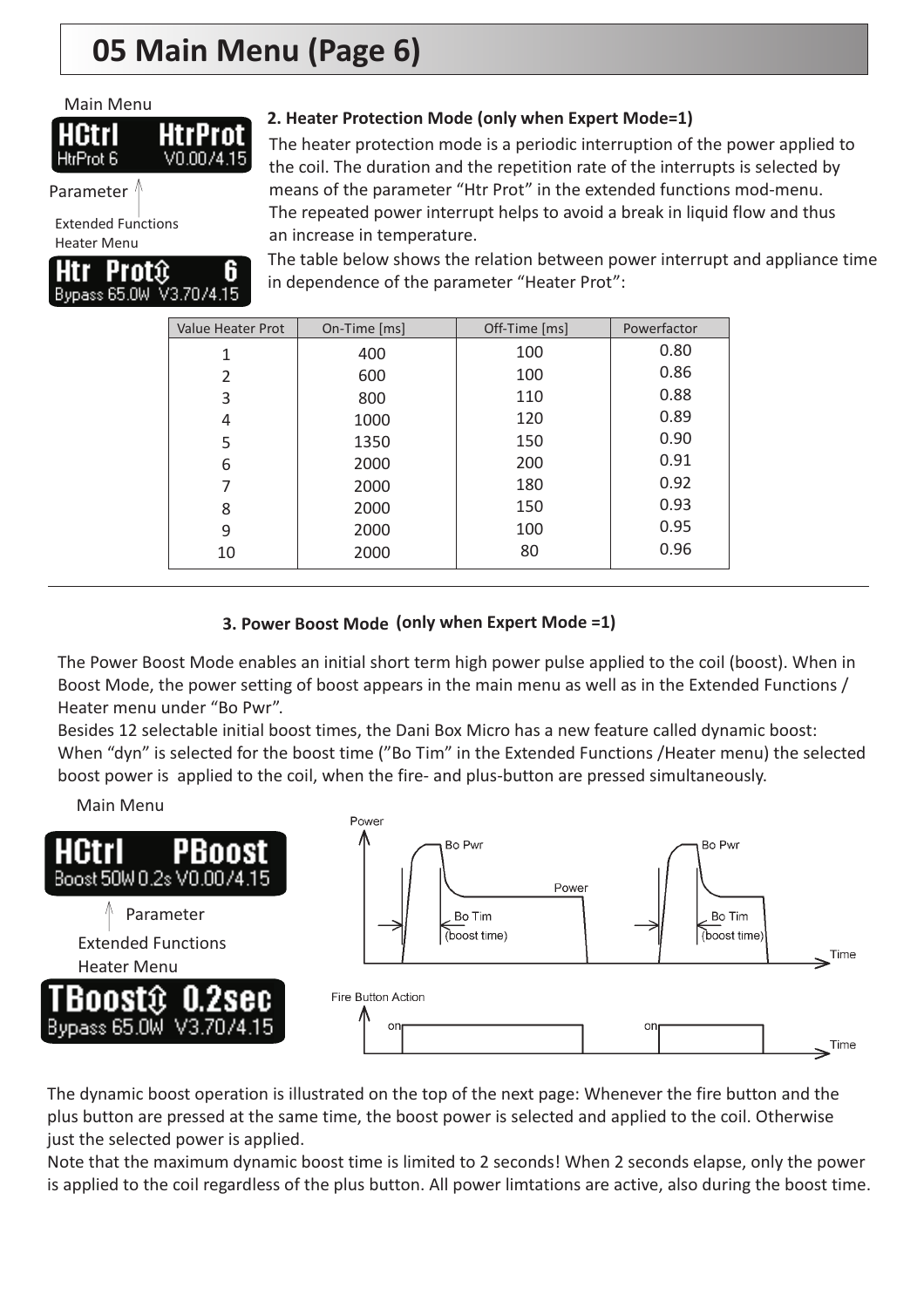# 05 Main Menu (Page 6)

Main Menu

HCtrl HtrProt
HtrProt 6 V0.00/4.15

Parameter

Extended Functions
Heater Menu

Htr Prot 6
Bypass 65.0W V3.70/4.15

**2. Heater Protection Mode (only when Expert Mode=1)**

The heater protection mode is a periodic interruption of the power applied to the coil. The duration and the repetition rate of the interrupts is selected by means of the parameter “Htr Prot” in the extended functions mod-menu. The repeated power interrupt helps to avoid a break in liquid flow and thus an increase in temperature.

The table below shows the relation between power interrupt and appliance time in dependence of the parameter “Heater Prot”:

| Value Heater Prot | On-Time [ms] | Off-Time [ms] | Powerfactor |
|---|---|---|---|
| 1 | 400 | 100 | 0.80 |
| 2 | 600 | 100 | 0.86 |
| 3 | 800 | 110 | 0.88 |
| 4 | 1000 | 120 | 0.89 |
| 5 | 1350 | 150 | 0.90 |
| 6 | 2000 | 200 | 0.91 |
| 7 | 2000 | 180 | 0.92 |
| 8 | 2000 | 150 | 0.93 |
| 9 | 2000 | 100 | 0.95 |
| 10 | 2000 | 80 | 0.96 |

**3. Power Boost Mode (only when Expert Mode =1)**

The Power Boost Mode enables an initial short term high power pulse applied to the coil (boost). When in Boost Mode, the power setting of boost appears in the main menu as well as in the Extended Functions / Heater menu under “Bo Pwr”.
Besides 12 selectable initial boost times, the Dani Box Micro has a new feature called dynamic boost: When “dyn” is selected for the boost time (”Bo Tim” in the Extended Functions /Heater menu) the selected boost power is applied to the coil, when the fire- and plus-button are pressed simultaneously.

Main Menu

HCtrl PBoost
Boost 50W 0.2s V0.00/4.15

Parameter

Extended Functions
Heater Menu

TBoost 0.2sec
Bypass 65.0W V3.70/4.15

Power
Bo Pwr
Power
Bo Tim
(boost time)
Bo Pwr
Bo Tim
(boost time)
Time
Fire Button Action
on
on
Time

The dynamic boost operation is illustrated on the top of the next page: Whenever the fire button and the plus button are pressed at the same time, the boost power is selected and applied to the coil. Otherwise just the selected power is applied.
Note that the maximum dynamic boost time is limited to 2 seconds! When 2 seconds elapse, only the power is applied to the coil regardless of the plus button. All power limtations are active, also during the boost time.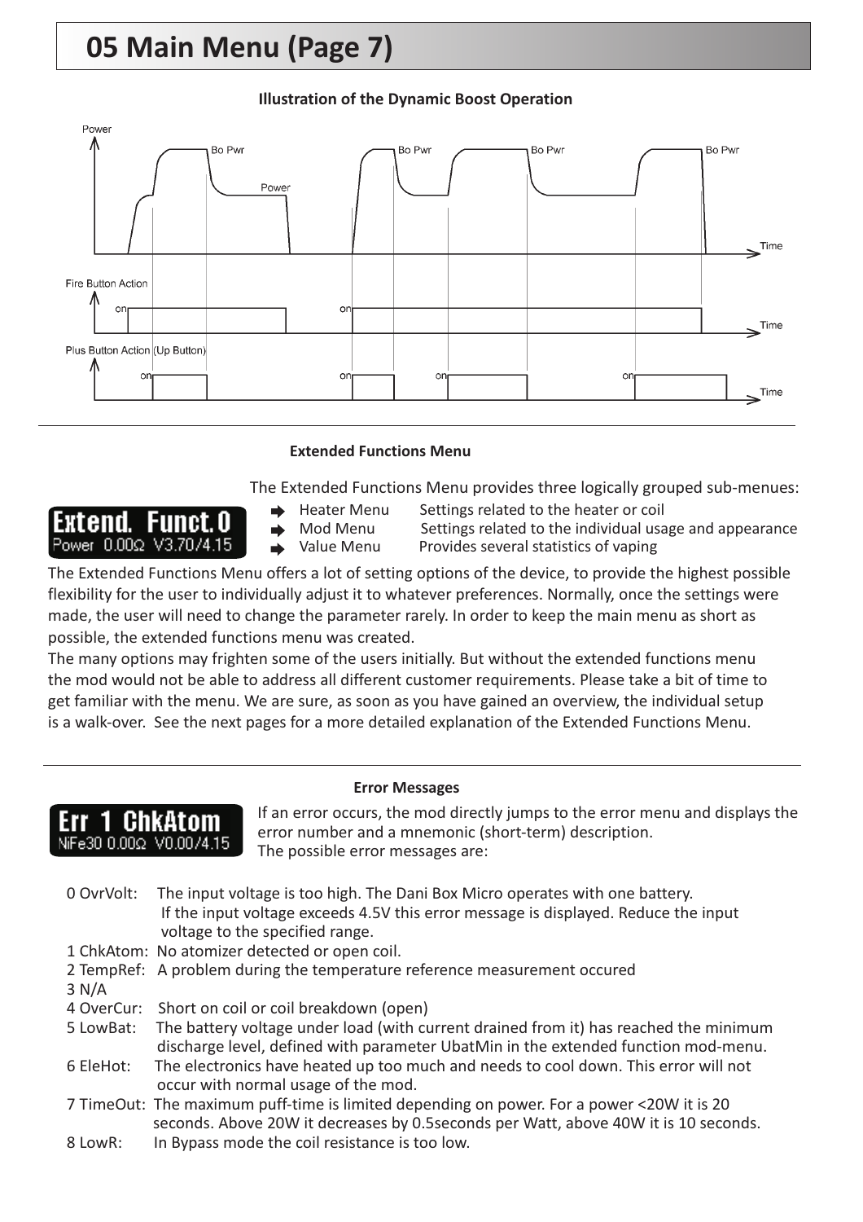# 05 Main Menu (Page 7)

**Illustration of the Dynamic Boost Operation**

Power

Bo Pwr

Power

Bo Pwr

Bo Pwr

Bo Pwr

Time

Fire Button Action

on

on

Time

Plus Button Action (Up Button)

on

on

on

on

Time

**Extended Functions Menu**

Extend. Funct. 0
Power 0.00Ω V3.70/4.15

The Extended Functions Menu provides three logically grouped sub-menues:

- Heater Menu Settings related to the heater or coil
- Mod Menu Settings related to the individual usage and appearance
- Value Menu Provides several statistics of vaping

The Extended Functions Menu offers a lot of setting options of the device, to provide the highest possible flexibility for the user to individually adjust it to whatever preferences. Normally, once the settings were made, the user will need to change the parameter rarely. In order to keep the main menu as short as possible, the extended functions menu was created.
The many options may frighten some of the users initially. But without the extended functions menu the mod would not be able to address all different customer requirements. Please take a bit of time to get familiar with the menu. We are sure, as soon as you have gained an overview, the individual setup is a walk-over. See the next pages for a more detailed explanation of the Extended Functions Menu.

**Error Messages**

Err 1 ChkAtom
NiFe30 0.00Ω V0.00/4.15

If an error occurs, the mod directly jumps to the error menu and displays the error number and a mnemonic (short-term) description.
The possible error messages are:

0 OvrVolt: The input voltage is too high. The Dani Box Micro operates with one battery. If the input voltage exceeds 4.5V this error message is displayed. Reduce the input voltage to the specified range.
1 ChkAtom: No atomizer detected or open coil.
2 TempRef: A problem during the temperature reference measurement occured
3 N/A
4 OverCur: Short on coil or coil breakdown (open)
5 LowBat: The battery voltage under load (with current drained from it) has reached the minimum discharge level, defined with parameter UbatMin in the extended function mod-menu.
6 EleHot: The electronics have heated up too much and needs to cool down. This error will not occur with normal usage of the mod.
7 TimeOut: The maximum puff-time is limited depending on power. For a power <20W it is 20 seconds. Above 20W it decreases by 0.5seconds per Watt, above 40W it is 10 seconds.
8 LowR: In Bypass mode the coil resistance is too low.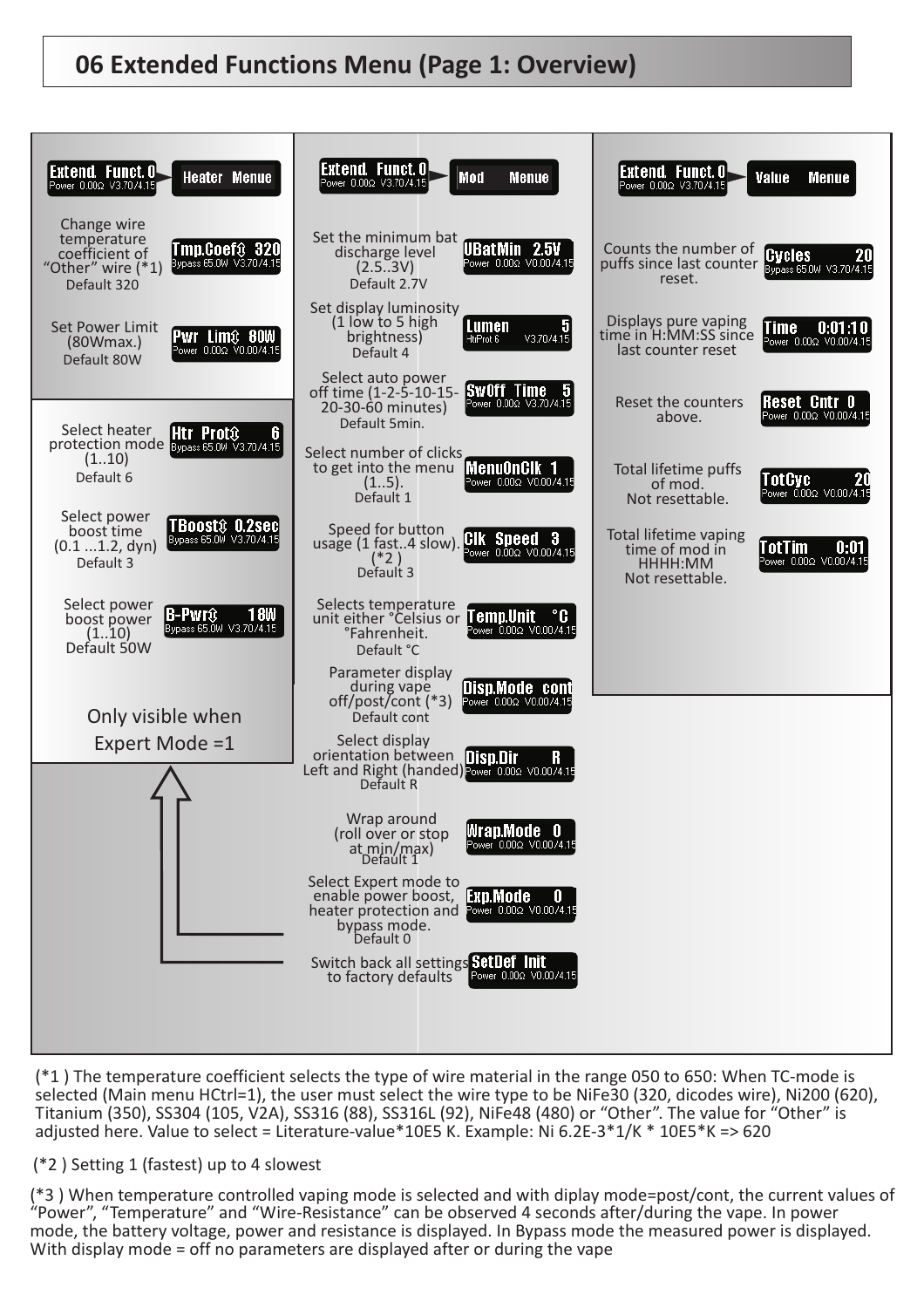# 06 Extended Functions Menu (Page 1: Overview)

## Extend. Funct. 0 → Heater Menue

| Description | Display |
|---|---|
| Change wire temperature coefficient of "Other" wire (*1) Default 320 | Tmp.Coef 320 |
| Set Power Limit (80Wmax.) Default 80W | Pwr Lim 80W |
| Select heater protection mode (1..10) Default 6 | Htr Prot 6 |
| Select power boost time (0.1 ...1.2, dyn) Default 3 | TBoost 0.2sec |
| Select power boost power (1..10) Default 50W | B-Pwr 18W |

Only visible when Expert Mode =1

## Extend. Funct. 0 → Mod Menue

| Description | Display |
|---|---|
| Set the minimum bat discharge level (2.5..3V) Default 2.7V | UBatMin 2.5V |
| Set display luminosity (1 low to 5 high brightness) Default 4 | Lumen 5 |
| Select auto power off time (1-2-5-10-15-20-30-60 minutes) Default 5min. | SwOff Time 5 |
| Select number of clicks to get into the menu (1..5). Default 1 | MenuOnClk 1 |
| Speed for button usage (1 fast..4 slow). (*2) Default 3 | Clk Speed 3 |
| Selects temperature unit either °Celsius or °Fahrenheit. Default °C | Temp.Unit °C |
| Parameter display during vape off/post/cont (*3) Default cont | Disp.Mode cont |
| Select display orientation between Left and Right (handed) Default R | Disp.Dir R |
| Wrap around (roll over or stop at min/max) Default 1 | Wrap.Mode 0 |
| Select Expert mode to enable power boost, heater protection and bypass mode. Default 0 | Exp.Mode 0 |
| Switch back all settings to factory defaults | SetDef Init |

## Extend. Funct. 0 → Value Menue

| Description | Display |
|---|---|
| Counts the number of puffs since last counter reset. | Cycles 20 |
| Displays pure vaping time in H:MM:SS since last counter reset | Time 0:01:10 |
| Reset the counters above. | Reset Cntr 0 |
| Total lifetime puffs of mod. Not resettable. | TotCyc 20 |
| Total lifetime vaping time of mod in HHHH:MM Not resettable. | TotTim 0:01 |

(*1 ) The temperature coefficient selects the type of wire material in the range 050 to 650: When TC-mode is selected (Main menu HCtrl=1), the user must select the wire type to be NiFe30 (320, dicodes wire), Ni200 (620), Titanium (350), SS304 (105, V2A), SS316 (88), SS316L (92), NiFe48 (480) or "Other". The value for "Other" is adjusted here. Value to select = Literature-value*10E5 K. Example: Ni 6.2E-3*1/K * 10E5*K => 620

(*2 ) Setting 1 (fastest) up to 4 slowest

(*3 ) When temperature controlled vaping mode is selected and with diplay mode=post/cont, the current values of "Power", "Temperature" and "Wire-Resistance" can be observed 4 seconds after/during the vape. In power mode, the battery voltage, power and resistance is displayed. In Bypass mode the measured power is displayed. With display mode = off no parameters are displayed after or during the vape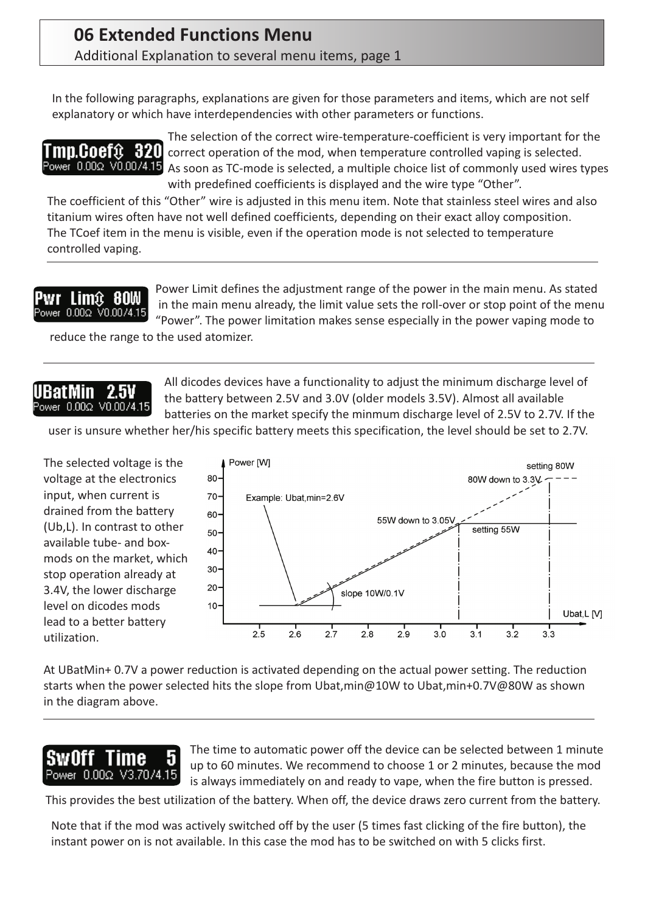# 06 Extended Functions Menu

Additional Explanation to several menu items, page 1

In the following paragraphs, explanations are given for those parameters and items, which are not self explanatory or which have interdependencies with other parameters or functions.

Tmp.Coef⇕ 320
Power 0.00Ω V0.00/4.15

The selection of the correct wire-temperature-coefficient is very important for the correct operation of the mod, when temperature controlled vaping is selected. As soon as TC-mode is selected, a multiple choice list of commonly used wires types with predefined coefficients is displayed and the wire type “Other”. The coefficient of this “Other” wire is adjusted in this menu item. Note that stainless steel wires and also titanium wires often have not well defined coefficients, depending on their exact alloy composition. The TCoef item in the menu is visible, even if the operation mode is not selected to temperature controlled vaping.

---

Pwr Lim⇕ 80W
Power 0.00Ω V0.00/4.15

Power Limit defines the adjustment range of the power in the main menu. As stated in the main menu already, the limit value sets the roll-over or stop point of the menu “Power”. The power limitation makes sense especially in the power vaping mode to reduce the range to the used atomizer.

---

UBatMin 2.5V
Power 0.00Ω V0.00/4.15

All dicodes devices have a functionality to adjust the minimum discharge level of the battery between 2.5V and 3.0V (older models 3.5V). Almost all available batteries on the market specify the minmum discharge level of 2.5V to 2.7V. If the user is unsure whether her/his specific battery meets this specification, the level should be set to 2.7V.

The selected voltage is the voltage at the electronics input, when current is drained from the battery (Ub,L). In contrast to other available tube- and box-mods on the market, which stop operation already at 3.4V, the lower discharge level on dicodes mods lead to a better battery utilization.

Power [W]
80
70
60
50
40
30
20
10
Example: Ubat,min=2.6V
setting 80W
80W down to 3.3V
55W down to 3.05V
setting 55W
slope 10W/0.1V
2.5 2.6 2.7 2.8 2.9 3.0 3.1 3.2 3.3
Ubat,L [V]

At UBatMin+ 0.7V a power reduction is activated depending on the actual power setting. The reduction starts when the power selected hits the slope from Ubat,min@10W to Ubat,min+0.7V@80W as shown in the diagram above.

---

SwOff Time 5
Power 0.00Ω V3.70/4.15

The time to automatic power off the device can be selected between 1 minute up to 60 minutes. We recommend to choose 1 or 2 minutes, because the mod is always immediately on and ready to vape, when the fire button is pressed. This provides the best utilization of the battery. When off, the device draws zero current from the battery.

Note that if the mod was actively switched off by the user (5 times fast clicking of the fire button), the instant power on is not available. In this case the mod has to be switched on with 5 clicks first.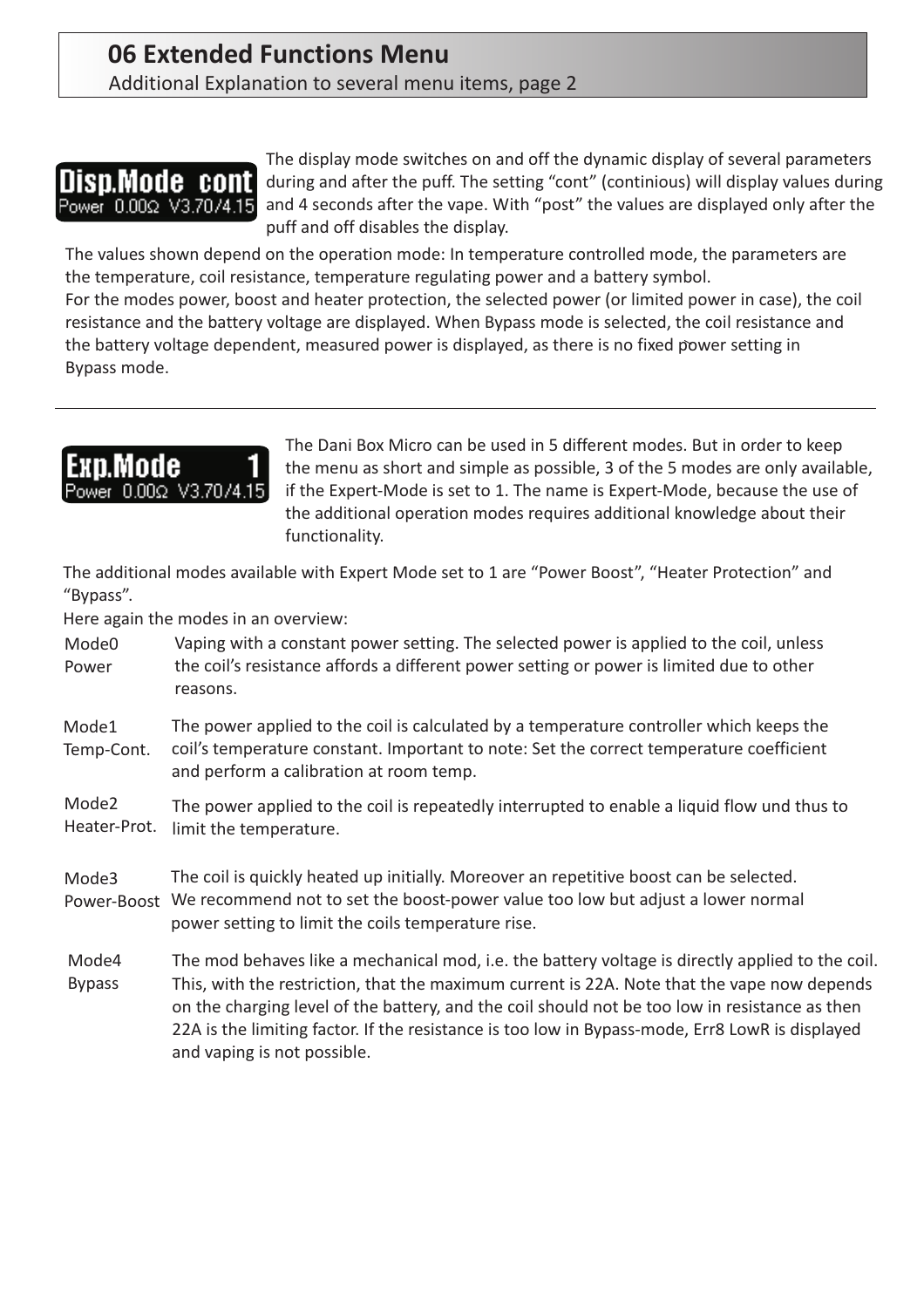## 06 Extended Functions Menu

Additional Explanation to several menu items, page 2

Disp.Mode cont
Power 0.00Ω V3.70/4.15

The display mode switches on and off the dynamic display of several parameters during and after the puff. The setting “cont” (continious) will display values during and 4 seconds after the vape. With “post” the values are displayed only after the puff and off disables the display.

The values shown depend on the operation mode: In temperature controlled mode, the parameters are the temperature, coil resistance, temperature regulating power and a battery symbol.
For the modes power, boost and heater protection, the selected power (or limited power in case), the coil resistance and the battery voltage are displayed. When Bypass mode is selected, the coil resistance and the battery voltage dependent, measured power is displayed, as there is no fixed power setting in Bypass mode.

---

Exp.Mode 1
Power 0.00Ω V3.70/4.15

The Dani Box Micro can be used in 5 different modes. But in order to keep the menu as short and simple as possible, 3 of the 5 modes are only available, if the Expert-Mode is set to 1. The name is Expert-Mode, because the use of the additional operation modes requires additional knowledge about their functionality.

The additional modes available with Expert Mode set to 1 are “Power Boost”, “Heater Protection” and “Bypass”.

Here again the modes in an overview:

| | |
|---|---|
| Mode0 Power | Vaping with a constant power setting. The selected power is applied to the coil, unless the coil’s resistance affords a different power setting or power is limited due to other reasons. |
| Mode1 Temp-Cont. | The power applied to the coil is calculated by a temperature controller which keeps the coil’s temperature constant. Important to note: Set the correct temperature coefficient and perform a calibration at room temp. |
| Mode2 Heater-Prot. | The power applied to the coil is repeatedly interrupted to enable a liquid flow und thus to limit the temperature. |
| Mode3 Power-Boost | The coil is quickly heated up initially. Moreover an repetitive boost can be selected. We recommend not to set the boost-power value too low but adjust a lower normal power setting to limit the coils temperature rise. |
| Mode4 Bypass | The mod behaves like a mechanical mod, i.e. the battery voltage is directly applied to the coil. This, with the restriction, that the maximum current is 22A. Note that the vape now depends on the charging level of the battery, and the coil should not be too low in resistance as then 22A is the limiting factor. If the resistance is too low in Bypass-mode, Err8 LowR is displayed and vaping is not possible. |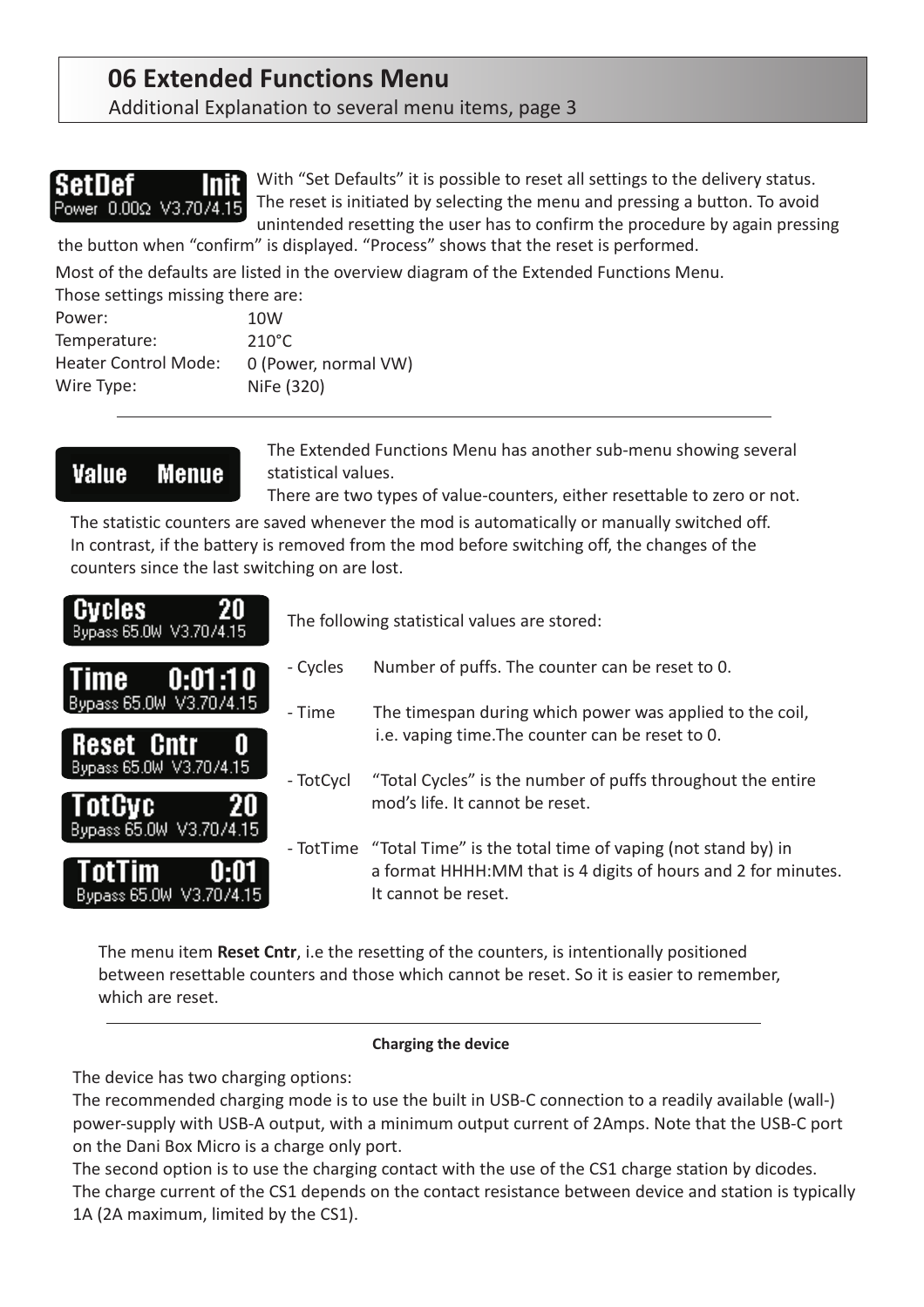## 06 Extended Functions Menu

Additional Explanation to several menu items, page 3

SetDef Init
Power 0.00Ω V3.70/4.15

With “Set Defaults” it is possible to reset all settings to the delivery status. The reset is initiated by selecting the menu and pressing a button. To avoid unintended resetting the user has to confirm the procedure by again pressing the button when “confirm” is displayed. “Process” shows that the reset is performed.

Most of the defaults are listed in the overview diagram of the Extended Functions Menu.
Those settings missing there are:

| | |
|---|---|
| Power: | 10W |
| Temperature: | 210°C |
| Heater Control Mode: | 0 (Power, normal VW) |
| Wire Type: | NiFe (320) |

---

Value Menue

The Extended Functions Menu has another sub-menu showing several statistical values.
There are two types of value-counters, either resettable to zero or not.

The statistic counters are saved whenever the mod is automatically or manually switched off. In contrast, if the battery is removed from the mod before switching off, the changes of the counters since the last switching on are lost.

Cycles 20
Bypass 65.0W V3.70/4.15

Time 0:01:10
Bypass 65.0W V3.70/4.15

Reset Cntr 0
Bypass 65.0W V3.70/4.15

TotCyc 20
Bypass 65.0W V3.70/4.15

TotTim 0:01
Bypass 65.0W V3.70/4.15

The following statistical values are stored:

- Cycles — Number of puffs. The counter can be reset to 0.
- Time — The timespan during which power was applied to the coil, i.e. vaping time.The counter can be reset to 0.
- TotCycl — “Total Cycles” is the number of puffs throughout the entire mod’s life. It cannot be reset.
- TotTime — “Total Time” is the total time of vaping (not stand by) in a format HHHH:MM that is 4 digits of hours and 2 for minutes. It cannot be reset.

The menu item **Reset Cntr**, i.e the resetting of the counters, is intentionally positioned between resettable counters and those which cannot be reset. So it is easier to remember, which are reset.

---

**Charging the device**

The device has two charging options:
The recommended charging mode is to use the built in USB-C connection to a readily available (wall-) power-supply with USB-A output, with a minimum output current of 2Amps. Note that the USB-C port on the Dani Box Micro is a charge only port.
The second option is to use the charging contact with the use of the CS1 charge station by dicodes. The charge current of the CS1 depends on the contact resistance between device and station is typically 1A (2A maximum, limited by the CS1).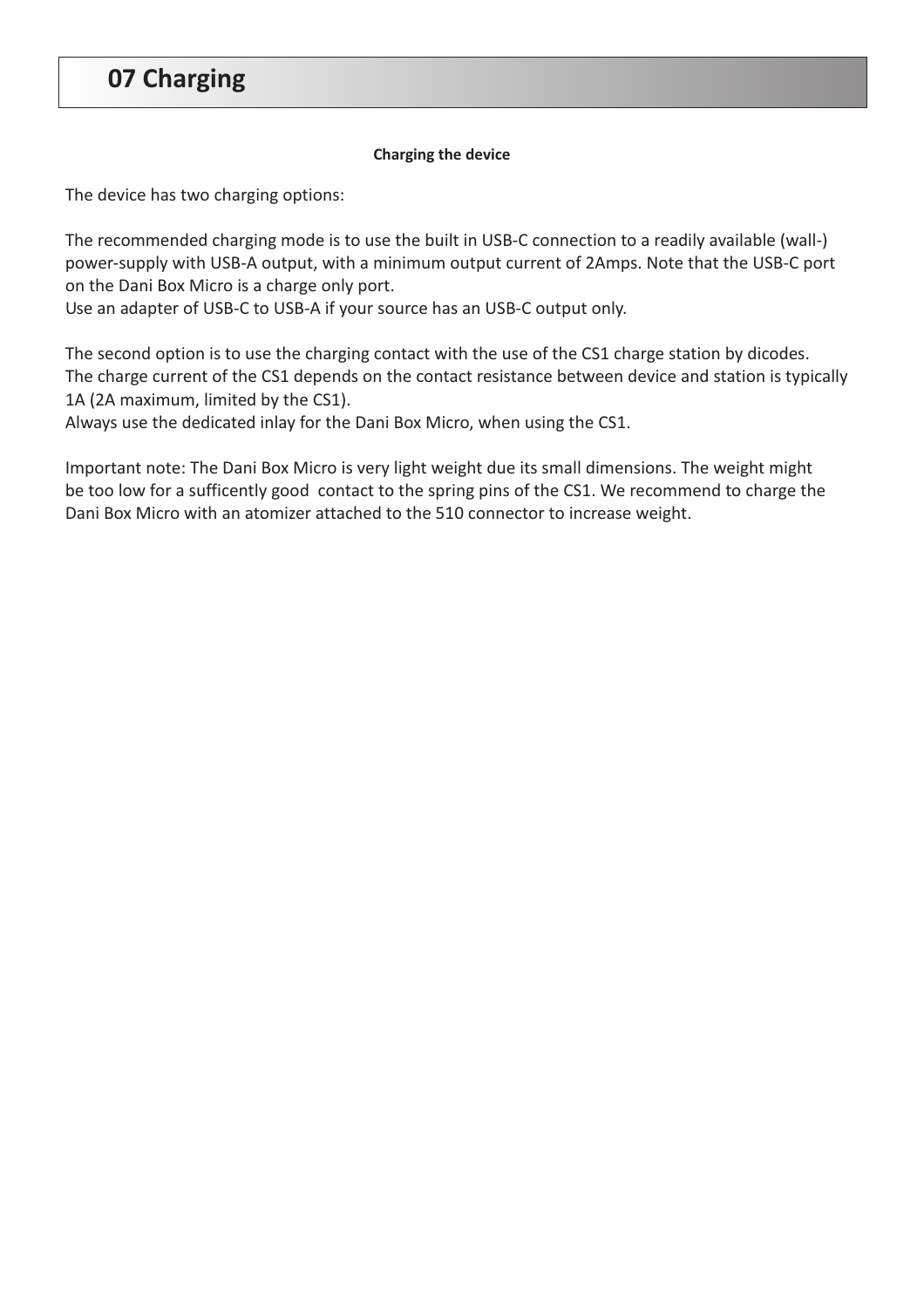# 07 Charging

**Charging the device**

The device has two charging options:

The recommended charging mode is to use the built in USB-C connection to a readily available (wall-) power-supply with USB-A output, with a minimum output current of 2Amps. Note that the USB-C port on the Dani Box Micro is a charge only port.
Use an adapter of USB-C to USB-A if your source has an USB-C output only.

The second option is to use the charging contact with the use of the CS1 charge station by dicodes.
The charge current of the CS1 depends on the contact resistance between device and station is typically 1A (2A maximum, limited by the CS1).
Always use the dedicated inlay for the Dani Box Micro, when using the CS1.

Important note: The Dani Box Micro is very light weight due its small dimensions. The weight might be too low for a sufficently good contact to the spring pins of the CS1. We recommend to charge the Dani Box Micro with an atomizer attached to the 510 connector to increase weight.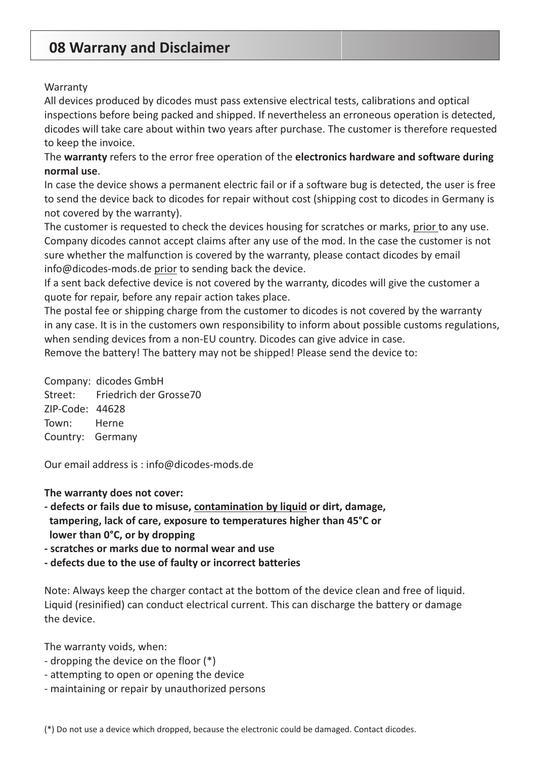## 08 Warranty and Disclaimer

Warranty

All devices produced by dicodes must pass extensive electrical tests, calibrations and optical inspections before being packed and shipped. If nevertheless an erroneous operation is detected, dicodes will take care about within two years after purchase. The customer is therefore requested to keep the invoice.

The **warranty** refers to the error free operation of the **electronics hardware and software during normal use**.

In case the device shows a permanent electric fail or if a software bug is detected, the user is free to send the device back to dicodes for repair without cost (shipping cost to dicodes in Germany is not covered by the warranty).

The customer is requested to check the devices housing for scratches or marks, <u>prior</u> to any use. Company dicodes cannot accept claims after any use of the mod. In the case the customer is not sure whether the malfunction is covered by the warranty, please contact dicodes by email info@dicodes-mods.de <u>prior</u> to sending back the device.

If a sent back defective device is not covered by the warranty, dicodes will give the customer a quote for repair, before any repair action takes place.

The postal fee or shipping charge from the customer to dicodes is not covered by the warranty in any case. It is in the customers own responsibility to inform about possible customs regulations, when sending devices from a non-EU country. Dicodes can give advice in case.

Remove the battery! The battery may not be shipped! Please send the device to:

Company: dicodes GmbH
Street: Friedrich der Grosse70
ZIP-Code: 44628
Town: Herne
Country: Germany

Our email address is : info@dicodes-mods.de

**The warranty does not cover:**

- **defects or fails due to misuse, <u>contamination by liquid</u> or dirt, damage, tampering, lack of care, exposure to temperatures higher than 45°C or lower than 0°C, or by dropping**
- **scratches or marks due to normal wear and use**
- **defects due to the use of faulty or incorrect batteries**

Note: Always keep the charger contact at the bottom of the device clean and free of liquid. Liquid (resinified) can conduct electrical current. This can discharge the battery or damage the device.

The warranty voids, when:

- dropping the device on the floor (*)
- attempting to open or opening the device
- maintaining or repair by unauthorized persons

(*) Do not use a device which dropped, because the electronic could be damaged. Contact dicodes.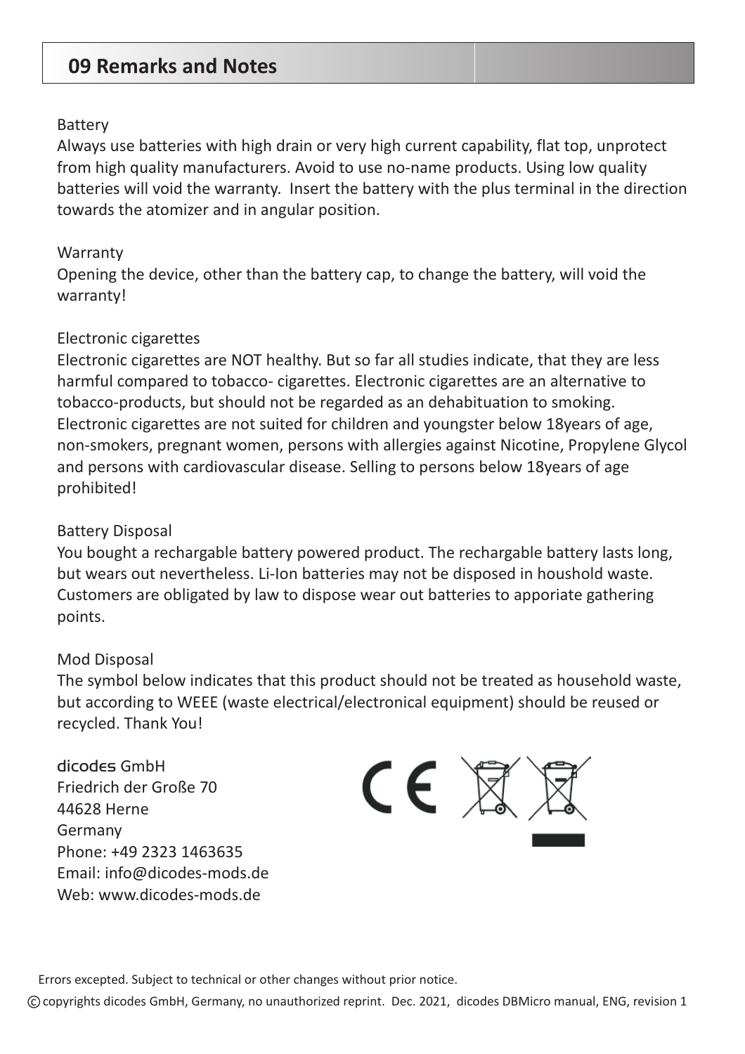## 09 Remarks and Notes

Battery

Always use batteries with high drain or very high current capability, flat top, unprotect from high quality manufacturers. Avoid to use no-name products. Using low quality batteries will void the warranty. Insert the battery with the plus terminal in the direction towards the atomizer and in angular position.

Warranty

Opening the device, other than the battery cap, to change the battery, will void the warranty!

Electronic cigarettes

Electronic cigarettes are NOT healthy. But so far all studies indicate, that they are less harmful compared to tobacco- cigarettes. Electronic cigarettes are an alternative to tobacco-products, but should not be regarded as an dehabituation to smoking. Electronic cigarettes are not suited for children and youngster below 18years of age, non-smokers, pregnant women, persons with allergies against Nicotine, Propylene Glycol and persons with cardiovascular disease. Selling to persons below 18years of age prohibited!

Battery Disposal

You bought a rechargable battery powered product. The rechargable battery lasts long, but wears out nevertheless. Li-Ion batteries may not be disposed in houshold waste. Customers are obligated by law to dispose wear out batteries to apporiate gathering points.

Mod Disposal

The symbol below indicates that this product should not be treated as household waste, but according to WEEE (waste electrical/electronical equipment) should be reused or recycled. Thank You!

dicodes GmbH
Friedrich der Große 70
44628 Herne
Germany
Phone: +49 2323 1463635
Email: info@dicodes-mods.de
Web: www.dicodes-mods.de

Errors excepted. Subject to technical or other changes without prior notice.

© copyrights dicodes GmbH, Germany, no unauthorized reprint. Dec. 2021, dicodes DBMicro manual, ENG, revision 1